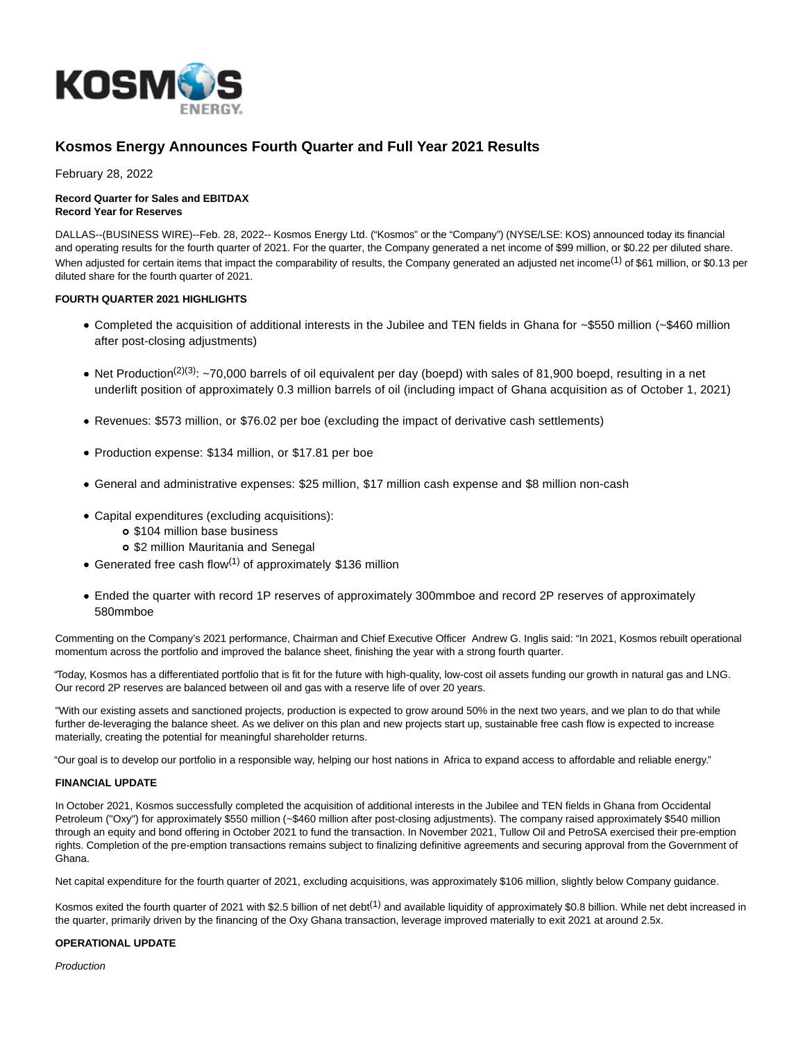# Kosmos Energy Announces Fourth Quarter and Full Year 2021 Results

February 28, 2022

**Record Quarter for Sales and EBITDAX**
**Record Year for Reserves**

DALLAS--(BUSINESS WIRE)--Feb. 28, 2022-- Kosmos Energy Ltd. ("Kosmos" or the "Company") (NYSE/LSE: KOS) announced today its financial and operating results for the fourth quarter of 2021. For the quarter, the Company generated a net income of $99 million, or $0.22 per diluted share. When adjusted for certain items that impact the comparability of results, the Company generated an adjusted net income[1] of $61 million, or $0.13 per diluted share for the fourth quarter of 2021.

**FOURTH QUARTER 2021 HIGHLIGHTS**

- Completed the acquisition of additional interests in the Jubilee and TEN fields in Ghana for ~$550 million (~$460 million after post-closing adjustments)
- Net Production[2][3]: ~70,000 barrels of oil equivalent per day (boepd) with sales of 81,900 boepd, resulting in a net underlift position of approximately 0.3 million barrels of oil (including impact of Ghana acquisition as of October 1, 2021)
- Revenues: $573 million, or $76.02 per boe (excluding the impact of derivative cash settlements)
- Production expense: $134 million, or $17.81 per boe
- General and administrative expenses: $25 million, $17 million cash expense and $8 million non-cash
- Capital expenditures (excluding acquisitions):
  - $104 million base business
  - $2 million Mauritania and Senegal
- Generated free cash flow[1] of approximately $136 million
- Ended the quarter with record 1P reserves of approximately 300mmboe and record 2P reserves of approximately 580mmboe

Commenting on the Company's 2021 performance, Chairman and Chief Executive Officer Andrew G. Inglis said: "In 2021, Kosmos rebuilt operational momentum across the portfolio and improved the balance sheet, finishing the year with a strong fourth quarter.

"Today, Kosmos has a differentiated portfolio that is fit for the future with high-quality, low-cost oil assets funding our growth in natural gas and LNG. Our record 2P reserves are balanced between oil and gas with a reserve life of over 20 years.

"With our existing assets and sanctioned projects, production is expected to grow around 50% in the next two years, and we plan to do that while further de-leveraging the balance sheet. As we deliver on this plan and new projects start up, sustainable free cash flow is expected to increase materially, creating the potential for meaningful shareholder returns.

"Our goal is to develop our portfolio in a responsible way, helping our host nations in Africa to expand access to affordable and reliable energy."

**FINANCIAL UPDATE**

In October 2021, Kosmos successfully completed the acquisition of additional interests in the Jubilee and TEN fields in Ghana from Occidental Petroleum ("Oxy") for approximately $550 million (~$460 million after post-closing adjustments). The company raised approximately $540 million through an equity and bond offering in October 2021 to fund the transaction. In November 2021, Tullow Oil and PetroSA exercised their pre-emption rights. Completion of the pre-emption transactions remains subject to finalizing definitive agreements and securing approval from the Government of Ghana.

Net capital expenditure for the fourth quarter of 2021, excluding acquisitions, was approximately $106 million, slightly below Company guidance.

Kosmos exited the fourth quarter of 2021 with $2.5 billion of net debt[1] and available liquidity of approximately $0.8 billion. While net debt increased in the quarter, primarily driven by the financing of the Oxy Ghana transaction, leverage improved materially to exit 2021 at around 2.5x.

**OPERATIONAL UPDATE**

*Production*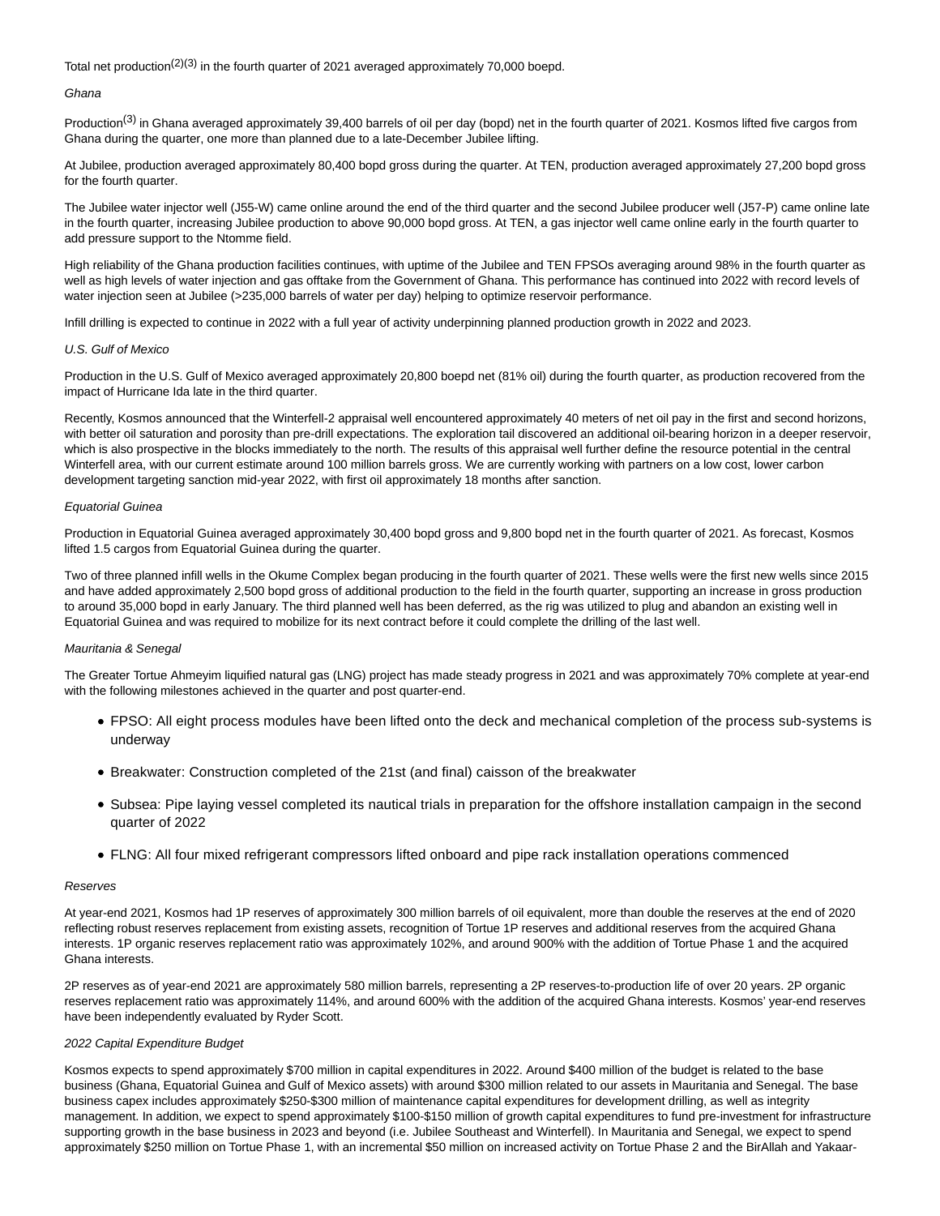Total net production[2][3] in the fourth quarter of 2021 averaged approximately 70,000 boepd.

*Ghana*

Production[3] in Ghana averaged approximately 39,400 barrels of oil per day (bopd) net in the fourth quarter of 2021. Kosmos lifted five cargos from Ghana during the quarter, one more than planned due to a late-December Jubilee lifting.

At Jubilee, production averaged approximately 80,400 bopd gross during the quarter. At TEN, production averaged approximately 27,200 bopd gross for the fourth quarter.

The Jubilee water injector well (J55-W) came online around the end of the third quarter and the second Jubilee producer well (J57-P) came online late in the fourth quarter, increasing Jubilee production to above 90,000 bopd gross. At TEN, a gas injector well came online early in the fourth quarter to add pressure support to the Ntomme field.

High reliability of the Ghana production facilities continues, with uptime of the Jubilee and TEN FPSOs averaging around 98% in the fourth quarter as well as high levels of water injection and gas offtake from the Government of Ghana. This performance has continued into 2022 with record levels of water injection seen at Jubilee (>235,000 barrels of water per day) helping to optimize reservoir performance.

Infill drilling is expected to continue in 2022 with a full year of activity underpinning planned production growth in 2022 and 2023.

*U.S. Gulf of Mexico*

Production in the U.S. Gulf of Mexico averaged approximately 20,800 boepd net (81% oil) during the fourth quarter, as production recovered from the impact of Hurricane Ida late in the third quarter.

Recently, Kosmos announced that the Winterfell-2 appraisal well encountered approximately 40 meters of net oil pay in the first and second horizons, with better oil saturation and porosity than pre-drill expectations. The exploration tail discovered an additional oil-bearing horizon in a deeper reservoir, which is also prospective in the blocks immediately to the north. The results of this appraisal well further define the resource potential in the central Winterfell area, with our current estimate around 100 million barrels gross. We are currently working with partners on a low cost, lower carbon development targeting sanction mid-year 2022, with first oil approximately 18 months after sanction.

*Equatorial Guinea*

Production in Equatorial Guinea averaged approximately 30,400 bopd gross and 9,800 bopd net in the fourth quarter of 2021. As forecast, Kosmos lifted 1.5 cargos from Equatorial Guinea during the quarter.

Two of three planned infill wells in the Okume Complex began producing in the fourth quarter of 2021. These wells were the first new wells since 2015 and have added approximately 2,500 bopd gross of additional production to the field in the fourth quarter, supporting an increase in gross production to around 35,000 bopd in early January. The third planned well has been deferred, as the rig was utilized to plug and abandon an existing well in Equatorial Guinea and was required to mobilize for its next contract before it could complete the drilling of the last well.

*Mauritania & Senegal*

The Greater Tortue Ahmeyim liquified natural gas (LNG) project has made steady progress in 2021 and was approximately 70% complete at year-end with the following milestones achieved in the quarter and post quarter-end.

- FPSO: All eight process modules have been lifted onto the deck and mechanical completion of the process sub-systems is underway
- Breakwater: Construction completed of the 21st (and final) caisson of the breakwater
- Subsea: Pipe laying vessel completed its nautical trials in preparation for the offshore installation campaign in the second quarter of 2022
- FLNG: All four mixed refrigerant compressors lifted onboard and pipe rack installation operations commenced

*Reserves*

At year-end 2021, Kosmos had 1P reserves of approximately 300 million barrels of oil equivalent, more than double the reserves at the end of 2020 reflecting robust reserves replacement from existing assets, recognition of Tortue 1P reserves and additional reserves from the acquired Ghana interests. 1P organic reserves replacement ratio was approximately 102%, and around 900% with the addition of Tortue Phase 1 and the acquired Ghana interests.

2P reserves as of year-end 2021 are approximately 580 million barrels, representing a 2P reserves-to-production life of over 20 years. 2P organic reserves replacement ratio was approximately 114%, and around 600% with the addition of the acquired Ghana interests. Kosmos' year-end reserves have been independently evaluated by Ryder Scott.

*2022 Capital Expenditure Budget*

Kosmos expects to spend approximately $700 million in capital expenditures in 2022. Around $400 million of the budget is related to the base business (Ghana, Equatorial Guinea and Gulf of Mexico assets) with around $300 million related to our assets in Mauritania and Senegal. The base business capex includes approximately $250-$300 million of maintenance capital expenditures for development drilling, as well as integrity management. In addition, we expect to spend approximately $100-$150 million of growth capital expenditures to fund pre-investment for infrastructure supporting growth in the base business in 2023 and beyond (i.e. Jubilee Southeast and Winterfell). In Mauritania and Senegal, we expect to spend approximately $250 million on Tortue Phase 1, with an incremental $50 million on increased activity on Tortue Phase 2 and the BirAllah and Yakaar-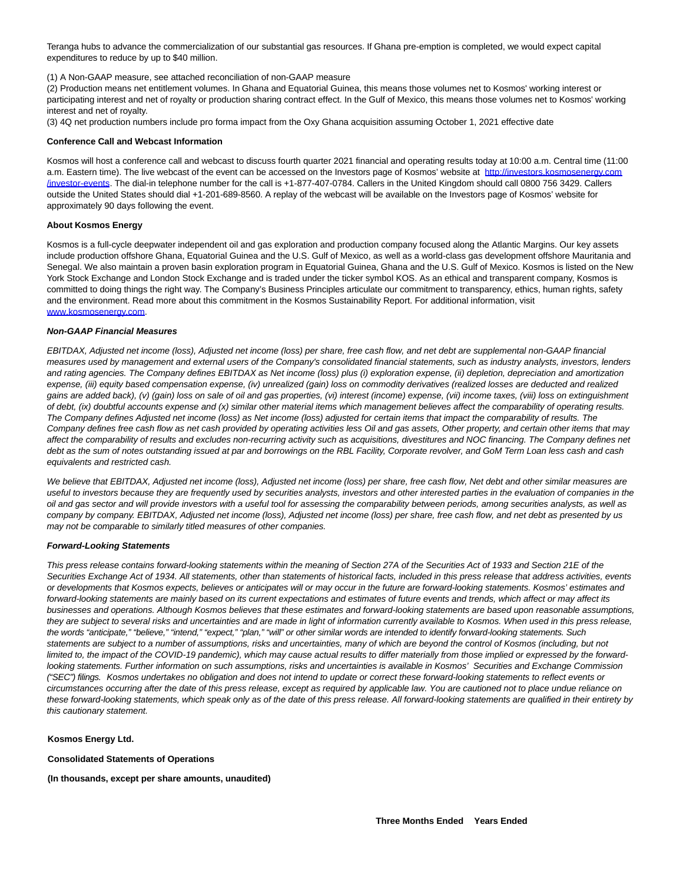Teranga hubs to advance the commercialization of our substantial gas resources. If Ghana pre-emption is completed, we would expect capital expenditures to reduce by up to $40 million.

(1) A Non-GAAP measure, see attached reconciliation of non-GAAP measure
(2) Production means net entitlement volumes. In Ghana and Equatorial Guinea, this means those volumes net to Kosmos' working interest or participating interest and net of royalty or production sharing contract effect. In the Gulf of Mexico, this means those volumes net to Kosmos' working interest and net of royalty.
(3) 4Q net production numbers include pro forma impact from the Oxy Ghana acquisition assuming October 1, 2021 effective date

**Conference Call and Webcast Information**

Kosmos will host a conference call and webcast to discuss fourth quarter 2021 financial and operating results today at 10:00 a.m. Central time (11:00 a.m. Eastern time). The live webcast of the event can be accessed on the Investors page of Kosmos' website at [http://investors.kosmosenergy.com/investor-events](http://investors.kosmosenergy.com/investor-events). The dial-in telephone number for the call is +1-877-407-0784. Callers in the United Kingdom should call 0800 756 3429. Callers outside the United States should dial +1-201-689-8560. A replay of the webcast will be available on the Investors page of Kosmos' website for approximately 90 days following the event.

**About Kosmos Energy**

Kosmos is a full-cycle deepwater independent oil and gas exploration and production company focused along the Atlantic Margins. Our key assets include production offshore Ghana, Equatorial Guinea and the U.S. Gulf of Mexico, as well as a world-class gas development offshore Mauritania and Senegal. We also maintain a proven basin exploration program in Equatorial Guinea, Ghana and the U.S. Gulf of Mexico. Kosmos is listed on the New York Stock Exchange and London Stock Exchange and is traded under the ticker symbol KOS. As an ethical and transparent company, Kosmos is committed to doing things the right way. The Company's Business Principles articulate our commitment to transparency, ethics, human rights, safety and the environment. Read more about this commitment in the Kosmos Sustainability Report. For additional information, visit [www.kosmosenergy.com](http://www.kosmosenergy.com).

***Non-GAAP Financial Measures***

*EBITDAX, Adjusted net income (loss), Adjusted net income (loss) per share, free cash flow, and net debt are supplemental non-GAAP financial measures used by management and external users of the Company's consolidated financial statements, such as industry analysts, investors, lenders and rating agencies. The Company defines EBITDAX as Net income (loss) plus (i) exploration expense, (ii) depletion, depreciation and amortization expense, (iii) equity based compensation expense, (iv) unrealized (gain) loss on commodity derivatives (realized losses are deducted and realized gains are added back), (v) (gain) loss on sale of oil and gas properties, (vi) interest (income) expense, (vii) income taxes, (viii) loss on extinguishment of debt, (ix) doubtful accounts expense and (x) similar other material items which management believes affect the comparability of operating results. The Company defines Adjusted net income (loss) as Net income (loss) adjusted for certain items that impact the comparability of results. The Company defines free cash flow as net cash provided by operating activities less Oil and gas assets, Other property, and certain other items that may affect the comparability of results and excludes non-recurring activity such as acquisitions, divestitures and NOC financing. The Company defines net debt as the sum of notes outstanding issued at par and borrowings on the RBL Facility, Corporate revolver, and GoM Term Loan less cash and cash equivalents and restricted cash.*

*We believe that EBITDAX, Adjusted net income (loss), Adjusted net income (loss) per share, free cash flow, Net debt and other similar measures are useful to investors because they are frequently used by securities analysts, investors and other interested parties in the evaluation of companies in the oil and gas sector and will provide investors with a useful tool for assessing the comparability between periods, among securities analysts, as well as company by company. EBITDAX, Adjusted net income (loss), Adjusted net income (loss) per share, free cash flow, and net debt as presented by us may not be comparable to similarly titled measures of other companies.*

***Forward-Looking Statements***

*This press release contains forward-looking statements within the meaning of Section 27A of the Securities Act of 1933 and Section 21E of the Securities Exchange Act of 1934. All statements, other than statements of historical facts, included in this press release that address activities, events or developments that Kosmos expects, believes or anticipates will or may occur in the future are forward-looking statements. Kosmos' estimates and forward-looking statements are mainly based on its current expectations and estimates of future events and trends, which affect or may affect its businesses and operations. Although Kosmos believes that these estimates and forward-looking statements are based upon reasonable assumptions, they are subject to several risks and uncertainties and are made in light of information currently available to Kosmos. When used in this press release, the words "anticipate," "believe," "intend," "expect," "plan," "will" or other similar words are intended to identify forward-looking statements. Such statements are subject to a number of assumptions, risks and uncertainties, many of which are beyond the control of Kosmos (including, but not limited to, the impact of the COVID-19 pandemic), which may cause actual results to differ materially from those implied or expressed by the forward-looking statements. Further information on such assumptions, risks and uncertainties is available in Kosmos' Securities and Exchange Commission ("SEC") filings. Kosmos undertakes no obligation and does not intend to update or correct these forward-looking statements to reflect events or circumstances occurring after the date of this press release, except as required by applicable law. You are cautioned not to place undue reliance on these forward-looking statements, which speak only as of the date of this press release. All forward-looking statements are qualified in their entirety by this cautionary statement.*

**Kosmos Energy Ltd.**

**Consolidated Statements of Operations**

**(In thousands, except per share amounts, unaudited)**

| | Three Months Ended | Years Ended |
|---|---|---|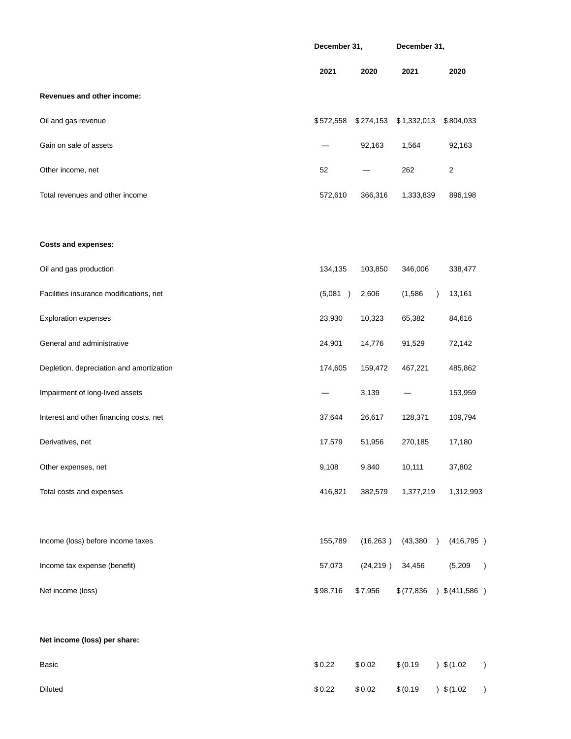| | December 31, | | December 31, | |
|---|---|---|---|---|
| | 2021 | 2020 | 2021 | 2020 |
| **Revenues and other income:** | | | | |
| Oil and gas revenue | $572,558 | $274,153 | $1,332,013 | $804,033 |
| Gain on sale of assets | — | 92,163 | 1,564 | 92,163 |
| Other income, net | 52 | — | 262 | 2 |
| Total revenues and other income | 572,610 | 366,316 | 1,333,839 | 896,198 |
| | | | | |
| **Costs and expenses:** | | | | |
| Oil and gas production | 134,135 | 103,850 | 346,006 | 338,477 |
| Facilities insurance modifications, net | (5,081) | 2,606 | (1,586) | 13,161 |
| Exploration expenses | 23,930 | 10,323 | 65,382 | 84,616 |
| General and administrative | 24,901 | 14,776 | 91,529 | 72,142 |
| Depletion, depreciation and amortization | 174,605 | 159,472 | 467,221 | 485,862 |
| Impairment of long-lived assets | — | 3,139 | — | 153,959 |
| Interest and other financing costs, net | 37,644 | 26,617 | 128,371 | 109,794 |
| Derivatives, net | 17,579 | 51,956 | 270,185 | 17,180 |
| Other expenses, net | 9,108 | 9,840 | 10,111 | 37,802 |
| Total costs and expenses | 416,821 | 382,579 | 1,377,219 | 1,312,993 |
| | | | | |
| Income (loss) before income taxes | 155,789 | (16,263) | (43,380) | (416,795) |
| Income tax expense (benefit) | 57,073 | (24,219) | 34,456 | (5,209) |
| Net income (loss) | $98,716 | $7,956 | $(77,836) | $(411,586) |
| | | | | |
| **Net income (loss) per share:** | | | | |
| Basic | $0.22 | $0.02 | $(0.19) | $(1.02) |
| Diluted | $0.22 | $0.02 | $(0.19) | $(1.02) |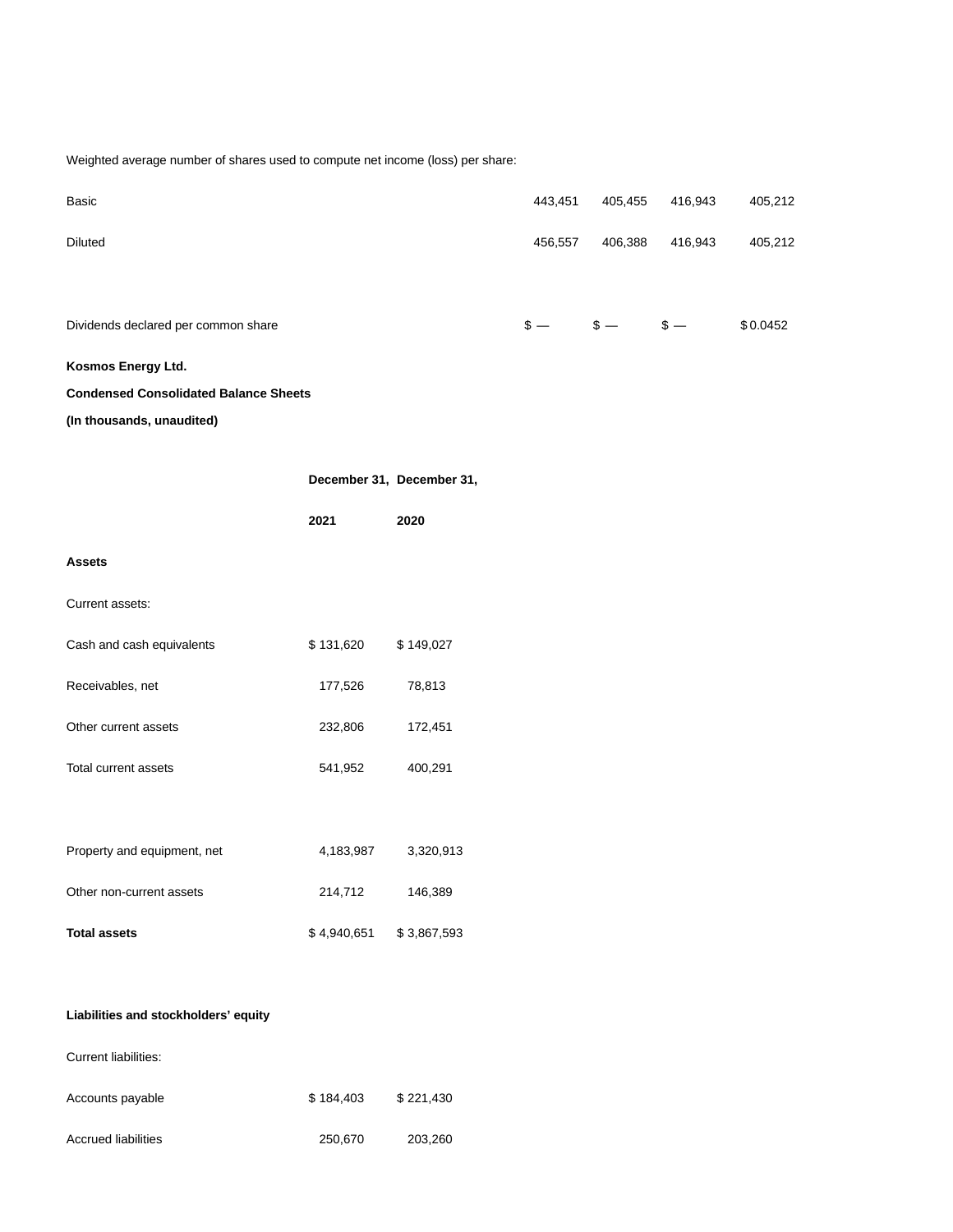| Weighted average number of shares used to compute net income (loss) per share: | | | | |
| --- | --- | --- | --- | --- |
| Basic | 443,451 | 405,455 | 416,943 | 405,212 |
| Diluted | 456,557 | 406,388 | 416,943 | 405,212 |
| | | | | |
| Dividends declared per common share | $ — | $ — | $ — | $ 0.0452 |

**Kosmos Energy Ltd.**

**Condensed Consolidated Balance Sheets**

**(In thousands, unaudited)**

| | **December 31,** | **December 31,** |
| --- | --- | --- |
| | **2021** | **2020** |
| **Assets** | | |
| Current assets: | | |
| Cash and cash equivalents | $ 131,620 | $ 149,027 |
| Receivables, net | 177,526 | 78,813 |
| Other current assets | 232,806 | 172,451 |
| Total current assets | 541,952 | 400,291 |
| | | |
| Property and equipment, net | 4,183,987 | 3,320,913 |
| Other non-current assets | 214,712 | 146,389 |
| **Total assets** | $ 4,940,651 | $ 3,867,593 |
| | | |
| **Liabilities and stockholders' equity** | | |
| Current liabilities: | | |
| Accounts payable | $ 184,403 | $ 221,430 |
| Accrued liabilities | 250,670 | 203,260 |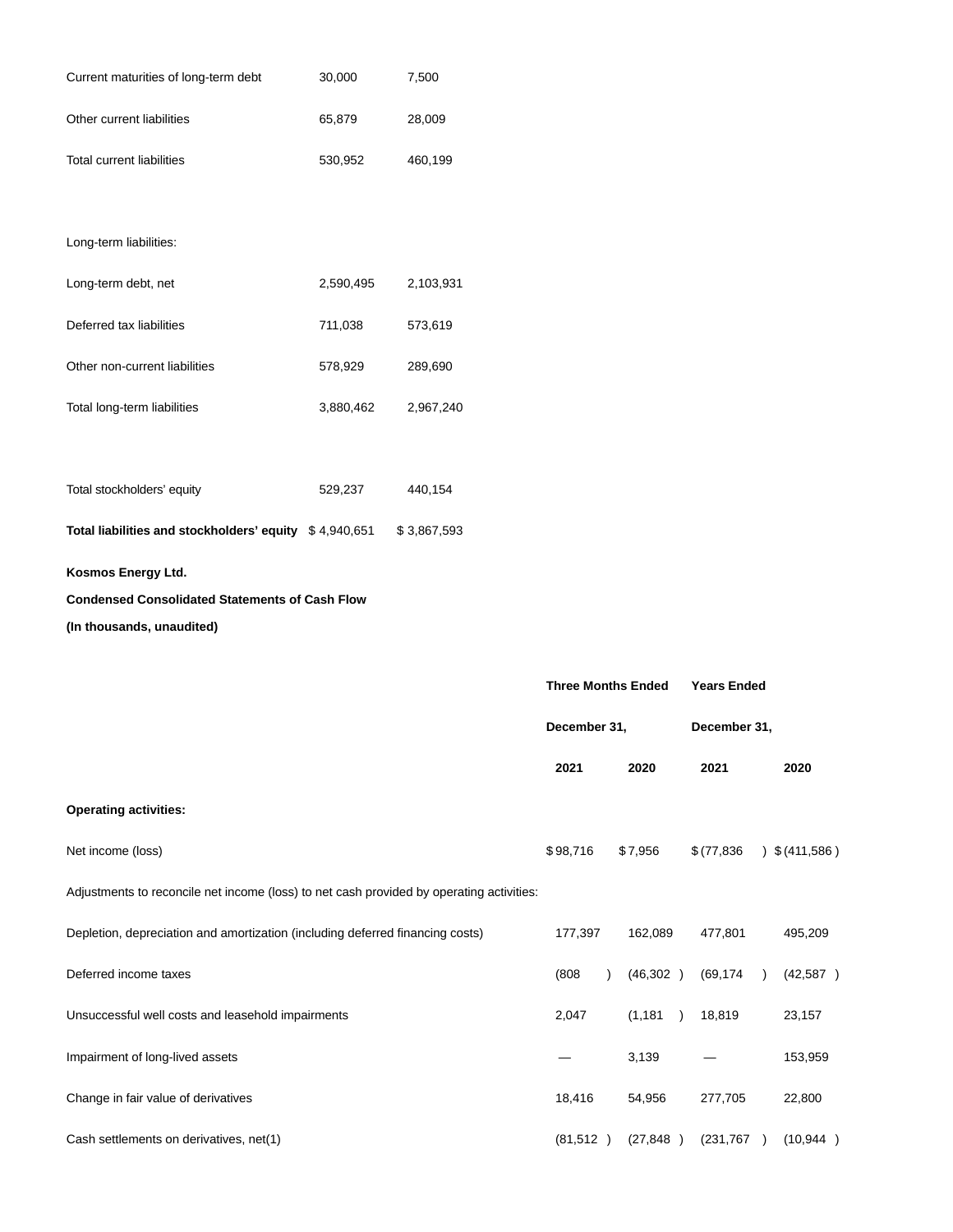| | | |
|---|---|---|
| Current maturities of long-term debt | 30,000 | 7,500 |
| Other current liabilities | 65,879 | 28,009 |
| Total current liabilities | 530,952 | 460,199 |
| | | |
| Long-term liabilities: | | |
| Long-term debt, net | 2,590,495 | 2,103,931 |
| Deferred tax liabilities | 711,038 | 573,619 |
| Other non-current liabilities | 578,929 | 289,690 |
| Total long-term liabilities | 3,880,462 | 2,967,240 |
| | | |
| Total stockholders' equity | 529,237 | 440,154 |
| **Total liabilities and stockholders' equity** | $ 4,940,651 | $ 3,867,593 |

**Kosmos Energy Ltd.**

**Condensed Consolidated Statements of Cash Flow**

**(In thousands, unaudited)**

| | **Three Months Ended** | | **Years Ended** | |
|---|---|---|---|---|
| | **December 31,** | | **December 31,** | |
| | **2021** | **2020** | **2021** | **2020** |
| **Operating activities:** | | | | |
| Net income (loss) | $ 98,716 | $ 7,956 | $ (77,836 ) | $ (411,586 ) |
| Adjustments to reconcile net income (loss) to net cash provided by operating activities: | | | | |
| Depletion, depreciation and amortization (including deferred financing costs) | 177,397 | 162,089 | 477,801 | 495,209 |
| Deferred income taxes | (808 ) | (46,302 ) | (69,174 ) | (42,587 ) |
| Unsuccessful well costs and leasehold impairments | 2,047 | (1,181 ) | 18,819 | 23,157 |
| Impairment of long-lived assets | — | 3,139 | — | 153,959 |
| Change in fair value of derivatives | 18,416 | 54,956 | 277,705 | 22,800 |
| Cash settlements on derivatives, net(1) | (81,512 ) | (27,848 ) | (231,767 ) | (10,944 ) |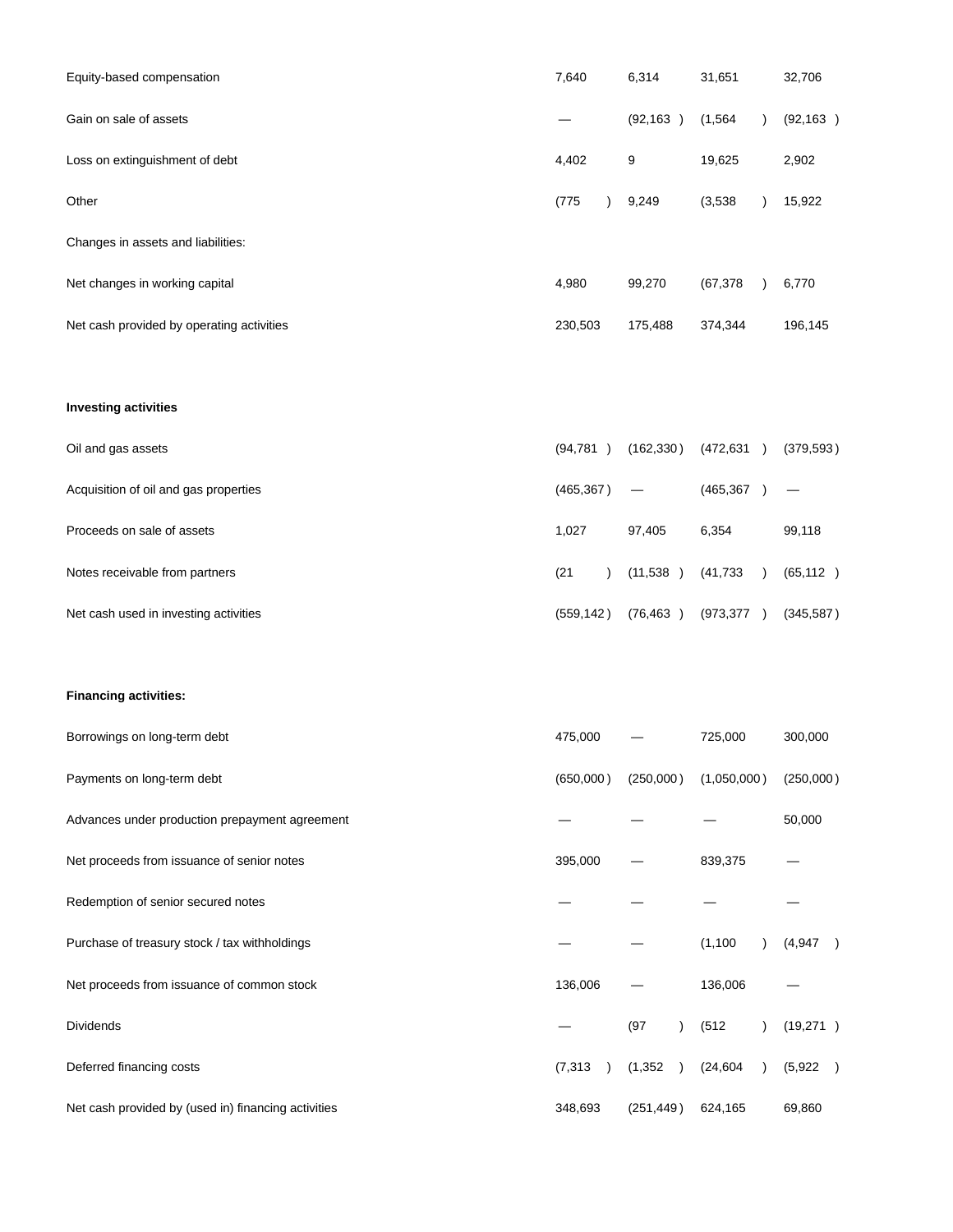| | | | | |
|---|---|---|---|---|
| Equity-based compensation | 7,640 | 6,314 | 31,651 | 32,706 |
| Gain on sale of assets | — | (92,163 ) | (1,564 ) | (92,163 ) |
| Loss on extinguishment of debt | 4,402 | 9 | 19,625 | 2,902 |
| Other | (775 ) | 9,249 | (3,538 ) | 15,922 |
| Changes in assets and liabilities: | | | | |
| Net changes in working capital | 4,980 | 99,270 | (67,378 ) | 6,770 |
| Net cash provided by operating activities | 230,503 | 175,488 | 374,344 | 196,145 |
| | | | | |
| **Investing activities** | | | | |
| Oil and gas assets | (94,781 ) | (162,330 ) | (472,631 ) | (379,593 ) |
| Acquisition of oil and gas properties | (465,367 ) | — | (465,367 ) | — |
| Proceeds on sale of assets | 1,027 | 97,405 | 6,354 | 99,118 |
| Notes receivable from partners | (21 ) | (11,538 ) | (41,733 ) | (65,112 ) |
| Net cash used in investing activities | (559,142 ) | (76,463 ) | (973,377 ) | (345,587 ) |
| | | | | |
| **Financing activities:** | | | | |
| Borrowings on long-term debt | 475,000 | — | 725,000 | 300,000 |
| Payments on long-term debt | (650,000 ) | (250,000 ) | (1,050,000 ) | (250,000 ) |
| Advances under production prepayment agreement | — | — | — | 50,000 |
| Net proceeds from issuance of senior notes | 395,000 | — | 839,375 | — |
| Redemption of senior secured notes | — | — | — | — |
| Purchase of treasury stock / tax withholdings | — | — | (1,100 ) | (4,947 ) |
| Net proceeds from issuance of common stock | 136,006 | — | 136,006 | — |
| Dividends | — | (97 ) | (512 ) | (19,271 ) |
| Deferred financing costs | (7,313 ) | (1,352 ) | (24,604 ) | (5,922 ) |
| Net cash provided by (used in) financing activities | 348,693 | (251,449 ) | 624,165 | 69,860 |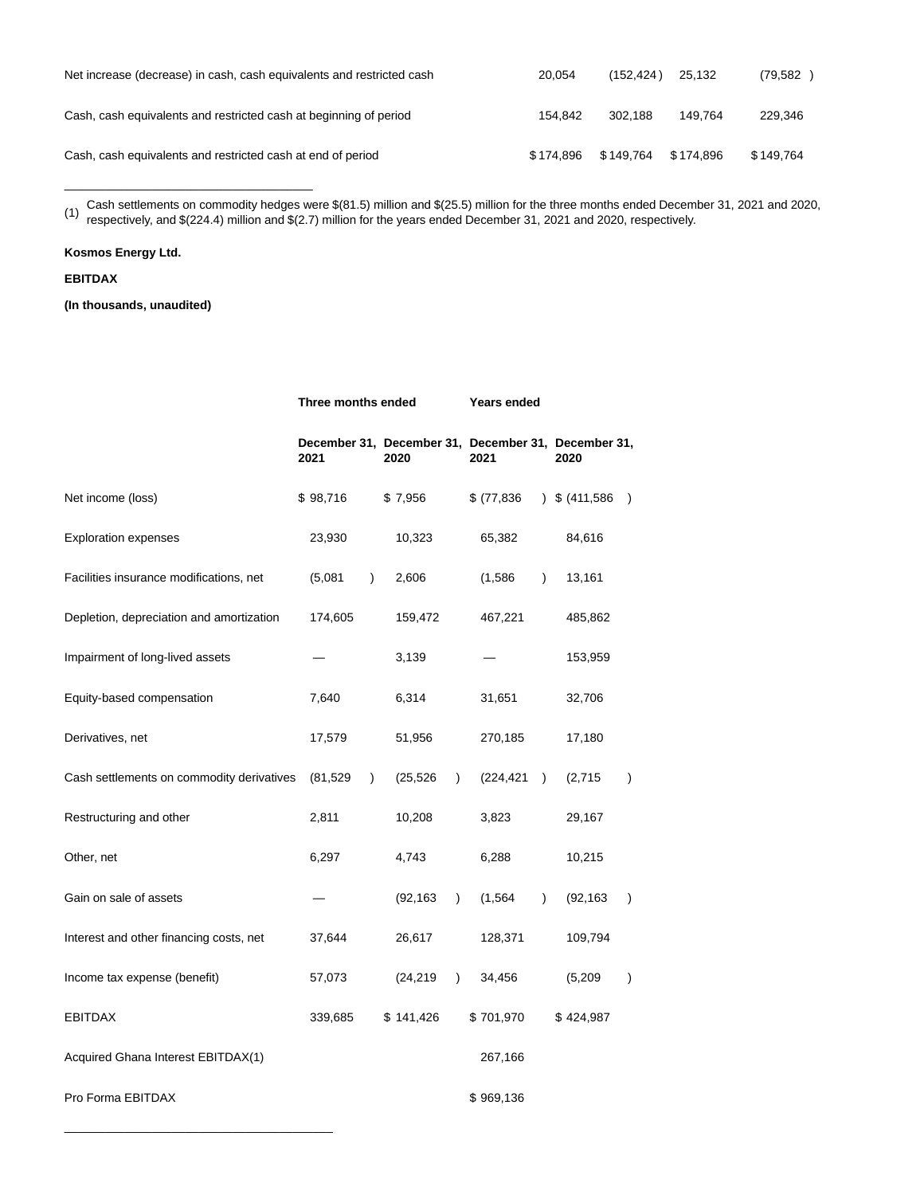| | | | | |
|---|---|---|---|---|
| Net increase (decrease) in cash, cash equivalents and restricted cash | 20,054 | (152,424) | 25,132 | (79,582) |
| Cash, cash equivalents and restricted cash at beginning of period | 154,842 | 302,188 | 149,764 | 229,346 |
| Cash, cash equivalents and restricted cash at end of period | $174,896 | $149,764 | $174,896 | $149,764 |

(1) Cash settlements on commodity hedges were $(81.5) million and $(25.5) million for the three months ended December 31, 2021 and 2020, respectively, and $(224.4) million and $(2.7) million for the years ended December 31, 2021 and 2020, respectively.

**Kosmos Energy Ltd.**

**EBITDAX**

**(In thousands, unaudited)**

| | Three months ended | | Years ended | |
|---|---|---|---|---|
| | December 31, 2021 | December 31, 2020 | December 31, 2021 | December 31, 2020 |
| Net income (loss) | $ 98,716 | $ 7,956 | $ (77,836) | $ (411,586) |
| Exploration expenses | 23,930 | 10,323 | 65,382 | 84,616 |
| Facilities insurance modifications, net | (5,081) | 2,606 | (1,586) | 13,161 |
| Depletion, depreciation and amortization | 174,605 | 159,472 | 467,221 | 485,862 |
| Impairment of long-lived assets | — | 3,139 | — | 153,959 |
| Equity-based compensation | 7,640 | 6,314 | 31,651 | 32,706 |
| Derivatives, net | 17,579 | 51,956 | 270,185 | 17,180 |
| Cash settlements on commodity derivatives | (81,529) | (25,526) | (224,421) | (2,715) |
| Restructuring and other | 2,811 | 10,208 | 3,823 | 29,167 |
| Other, net | 6,297 | 4,743 | 6,288 | 10,215 |
| Gain on sale of assets | — | (92,163) | (1,564) | (92,163) |
| Interest and other financing costs, net | 37,644 | 26,617 | 128,371 | 109,794 |
| Income tax expense (benefit) | 57,073 | (24,219) | 34,456 | (5,209) |
| EBITDAX | 339,685 | $ 141,426 | $ 701,970 | $ 424,987 |
| Acquired Ghana Interest EBITDAX(1) | | | 267,166 | |
| Pro Forma EBITDAX | | | $ 969,136 | |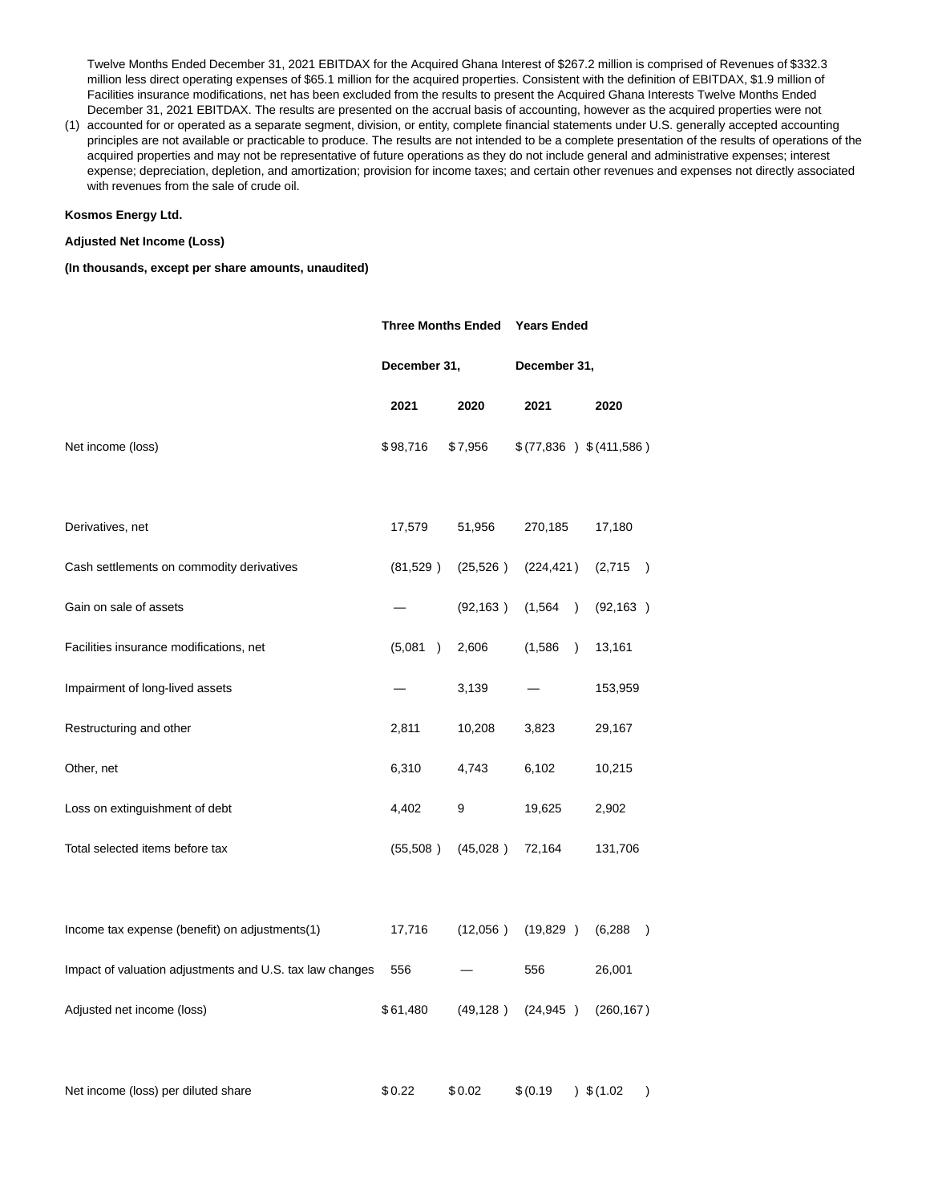(1) Twelve Months Ended December 31, 2021 EBITDAX for the Acquired Ghana Interest of $267.2 million is comprised of Revenues of $332.3 million less direct operating expenses of $65.1 million for the acquired properties. Consistent with the definition of EBITDAX, $1.9 million of Facilities insurance modifications, net has been excluded from the results to present the Acquired Ghana Interests Twelve Months Ended December 31, 2021 EBITDAX. The results are presented on the accrual basis of accounting, however as the acquired properties were not accounted for or operated as a separate segment, division, or entity, complete financial statements under U.S. generally accepted accounting principles are not available or practicable to produce. The results are not intended to be a complete presentation of the results of operations of the acquired properties and may not be representative of future operations as they do not include general and administrative expenses; interest expense; depreciation, depletion, and amortization; provision for income taxes; and certain other revenues and expenses not directly associated with revenues from the sale of crude oil.

**Kosmos Energy Ltd.**

**Adjusted Net Income (Loss)**

**(In thousands, except per share amounts, unaudited)**

| | **Three Months Ended** | | **Years Ended** | |
|---|---|---|---|---|
| | **December 31,** | | **December 31,** | |
| | **2021** | **2020** | **2021** | **2020** |
| Net income (loss) | $ 98,716 | $ 7,956 | $ (77,836 ) | $ (411,586 ) |
| | | | | |
| Derivatives, net | 17,579 | 51,956 | 270,185 | 17,180 |
| Cash settlements on commodity derivatives | (81,529 ) | (25,526 ) | (224,421 ) | (2,715 ) |
| Gain on sale of assets | — | (92,163 ) | (1,564 ) | (92,163 ) |
| Facilities insurance modifications, net | (5,081 ) | 2,606 | (1,586 ) | 13,161 |
| Impairment of long-lived assets | — | 3,139 | — | 153,959 |
| Restructuring and other | 2,811 | 10,208 | 3,823 | 29,167 |
| Other, net | 6,310 | 4,743 | 6,102 | 10,215 |
| Loss on extinguishment of debt | 4,402 | 9 | 19,625 | 2,902 |
| Total selected items before tax | (55,508 ) | (45,028 ) | 72,164 | 131,706 |
| | | | | |
| Income tax expense (benefit) on adjustments(1) | 17,716 | (12,056 ) | (19,829 ) | (6,288 ) |
| Impact of valuation adjustments and U.S. tax law changes | 556 | — | 556 | 26,001 |
| Adjusted net income (loss) | $ 61,480 | (49,128 ) | (24,945 ) | (260,167 ) |
| | | | | |
| Net income (loss) per diluted share | $ 0.22 | $ 0.02 | $ (0.19 ) | $ (1.02 ) |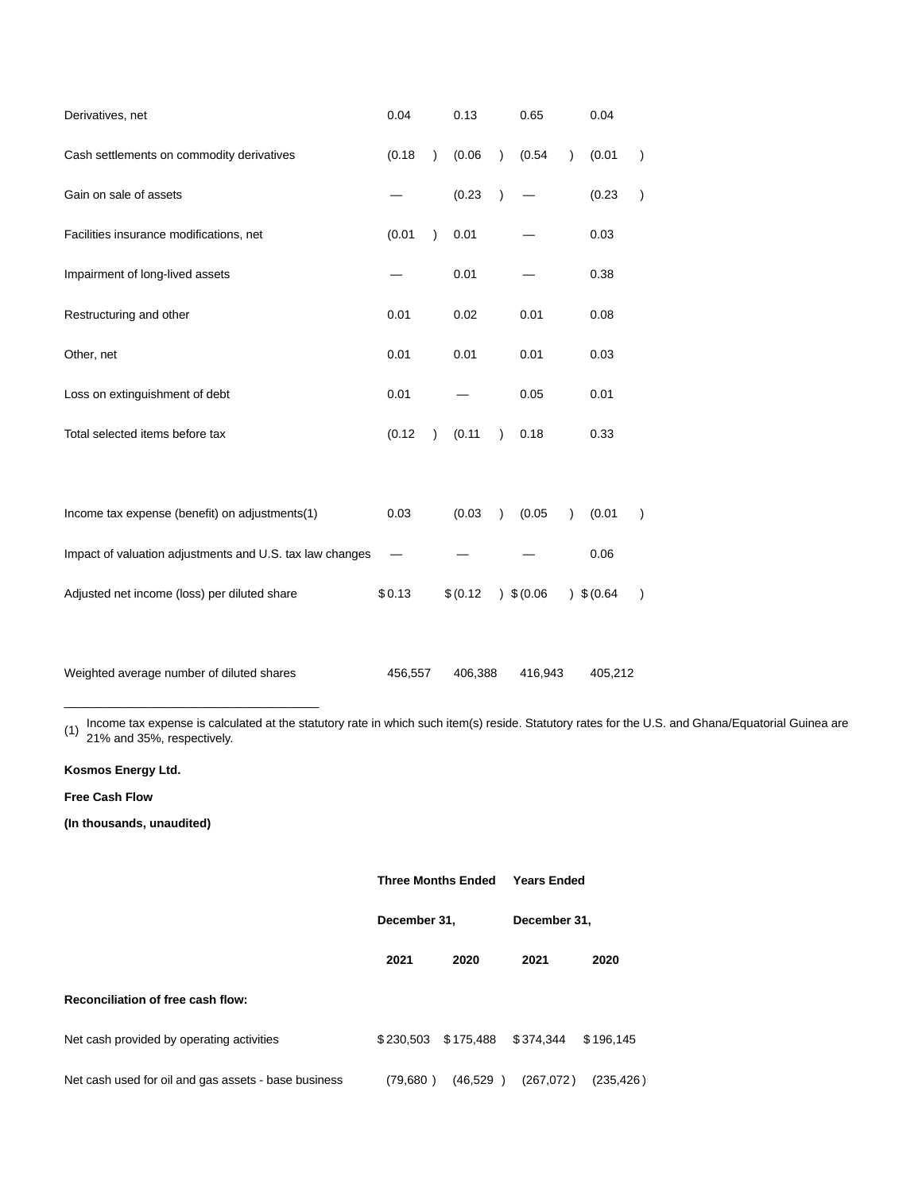| | | | | |
|---|---|---|---|---|
| Derivatives, net | 0.04 | 0.13 | 0.65 | 0.04 |
| Cash settlements on commodity derivatives | (0.18) | (0.06) | (0.54) | (0.01) |
| Gain on sale of assets | — | (0.23) | — | (0.23) |
| Facilities insurance modifications, net | (0.01) | 0.01 | — | 0.03 |
| Impairment of long-lived assets | — | 0.01 | — | 0.38 |
| Restructuring and other | 0.01 | 0.02 | 0.01 | 0.08 |
| Other, net | 0.01 | 0.01 | 0.01 | 0.03 |
| Loss on extinguishment of debt | 0.01 | — | 0.05 | 0.01 |
| Total selected items before tax | (0.12) | (0.11) | 0.18 | 0.33 |
| | | | | |
| Income tax expense (benefit) on adjustments(1) | 0.03 | (0.03) | (0.05) | (0.01) |
| Impact of valuation adjustments and U.S. tax law changes | — | — | — | 0.06 |
| Adjusted net income (loss) per diluted share | $ 0.13 | $ (0.12) | $ (0.06) | $ (0.64) |
| | | | | |
| Weighted average number of diluted shares | 456,557 | 406,388 | 416,943 | 405,212 |

(1) Income tax expense is calculated at the statutory rate in which such item(s) reside. Statutory rates for the U.S. and Ghana/Equatorial Guinea are 21% and 35%, respectively.

**Kosmos Energy Ltd.**

**Free Cash Flow**

**(In thousands, unaudited)**

| | Three Months Ended December 31, | | Years Ended December 31, | |
|---|---|---|---|---|
| | **2021** | **2020** | **2021** | **2020** |
| **Reconciliation of free cash flow:** | | | | |
| Net cash provided by operating activities | $ 230,503 | $ 175,488 | $ 374,344 | $ 196,145 |
| Net cash used for oil and gas assets - base business | (79,680) | (46,529) | (267,072) | (235,426) |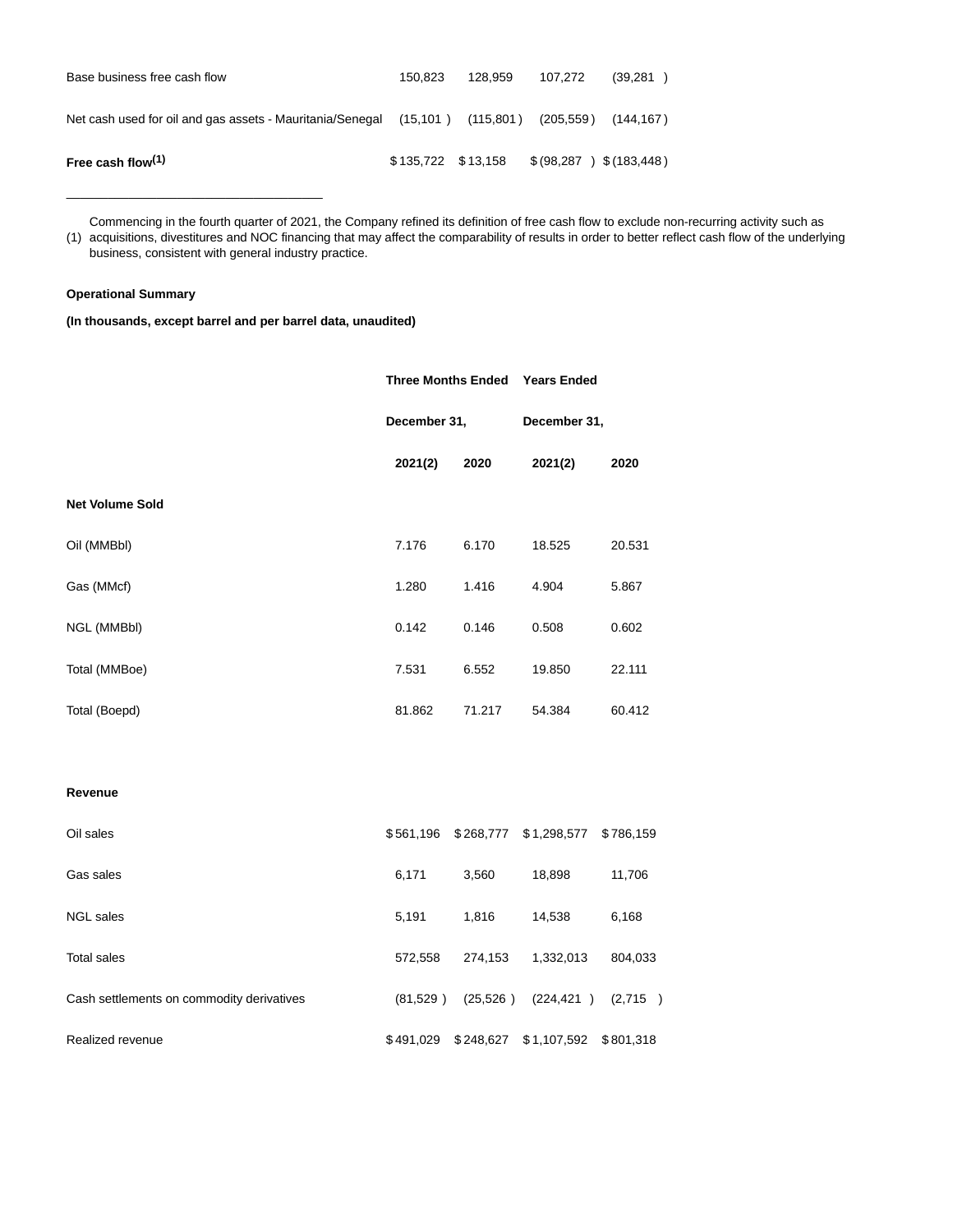| | | | | |
|---|---|---|---|---|
| Base business free cash flow | 150,823 | 128,959 | 107,272 | (39,281 ) |
| Net cash used for oil and gas assets - Mauritania/Senegal | (15,101 ) | (115,801 ) | (205,559 ) | (144,167 ) |
| **Free cash flow[(1)]** | $ 135,722 | $ 13,158 | $ (98,287 ) | $ (183,448 ) |

---

(1) Commencing in the fourth quarter of 2021, the Company refined its definition of free cash flow to exclude non-recurring activity such as acquisitions, divestitures and NOC financing that may affect the comparability of results in order to better reflect cash flow of the underlying business, consistent with general industry practice.

**Operational Summary**

**(In thousands, except barrel and per barrel data, unaudited)**

| | **Three Months Ended** | | **Years Ended** | |
|---|---|---|---|---|
| | **December 31,** | | **December 31,** | |
| | **2021(2)** | **2020** | **2021(2)** | **2020** |
| **Net Volume Sold** | | | | |
| Oil (MMBbl) | 7.176 | 6.170 | 18.525 | 20.531 |
| Gas (MMcf) | 1.280 | 1.416 | 4.904 | 5.867 |
| NGL (MMBbl) | 0.142 | 0.146 | 0.508 | 0.602 |
| Total (MMBoe) | 7.531 | 6.552 | 19.850 | 22.111 |
| Total (Boepd) | 81.862 | 71.217 | 54.384 | 60.412 |
| | | | | |
| **Revenue** | | | | |
| Oil sales | $ 561,196 | $ 268,777 | $ 1,298,577 | $ 786,159 |
| Gas sales | 6,171 | 3,560 | 18,898 | 11,706 |
| NGL sales | 5,191 | 1,816 | 14,538 | 6,168 |
| Total sales | 572,558 | 274,153 | 1,332,013 | 804,033 |
| Cash settlements on commodity derivatives | (81,529 ) | (25,526 ) | (224,421 ) | (2,715 ) |
| Realized revenue | $ 491,029 | $ 248,627 | $ 1,107,592 | $ 801,318 |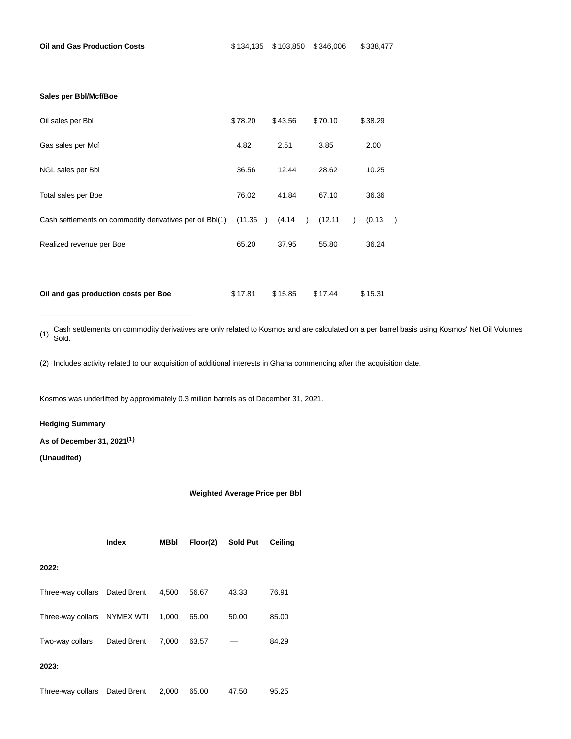| | | | | |
|---|---|---|---|---|
| **Oil and Gas Production Costs** | $134,135 | $103,850 | $346,006 | $338,477 |
| | | | | |
| **Sales per Bbl/Mcf/Boe** | | | | |
| Oil sales per Bbl | $78.20 | $43.56 | $70.10 | $38.29 |
| Gas sales per Mcf | 4.82 | 2.51 | 3.85 | 2.00 |
| NGL sales per Bbl | 36.56 | 12.44 | 28.62 | 10.25 |
| Total sales per Boe | 76.02 | 41.84 | 67.10 | 36.36 |
| Cash settlements on commodity derivatives per oil Bbl(1) | (11.36) | (4.14) | (12.11) | (0.13) |
| Realized revenue per Boe | 65.20 | 37.95 | 55.80 | 36.24 |
| | | | | |
| **Oil and gas production costs per Boe** | $17.81 | $15.85 | $17.44 | $15.31 |

(1) Cash settlements on commodity derivatives are only related to Kosmos and are calculated on a per barrel basis using Kosmos' Net Oil Volumes Sold.

(2) Includes activity related to our acquisition of additional interests in Ghana commencing after the acquisition date.

Kosmos was underlifted by approximately 0.3 million barrels as of December 31, 2021.

**Hedging Summary**

**As of December 31, 2021(1)**

**(Unaudited)**

| | | | **Weighted Average Price per Bbl** | | |
|---|---|---|---|---|---|
| | **Index** | **MBbl** | **Floor(2)** | **Sold Put** | **Ceiling** |
| **2022:** | | | | | |
| Three-way collars | Dated Brent | 4,500 | 56.67 | 43.33 | 76.91 |
| Three-way collars | NYMEX WTI | 1,000 | 65.00 | 50.00 | 85.00 |
| Two-way collars | Dated Brent | 7,000 | 63.57 | — | 84.29 |
| **2023:** | | | | | |
| Three-way collars | Dated Brent | 2,000 | 65.00 | 47.50 | 95.25 |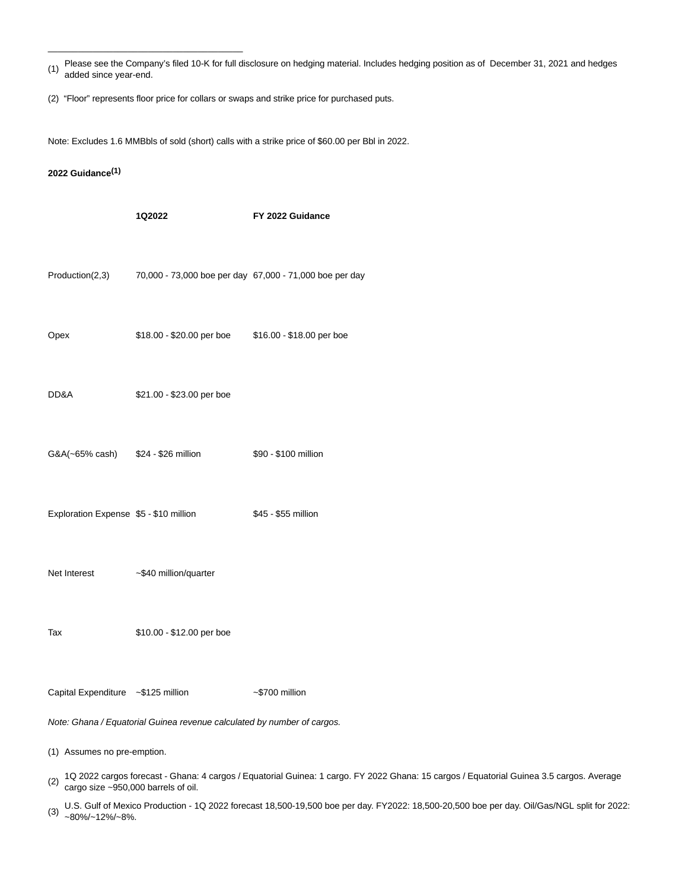(1) Please see the Company's filed 10-K for full disclosure on hedging material. Includes hedging position as of December 31, 2021 and hedges added since year-end.

(2) "Floor" represents floor price for collars or swaps and strike price for purchased puts.

Note: Excludes 1.6 MMBbls of sold (short) calls with a strike price of $60.00 per Bbl in 2022.

**2022 Guidance[1]**

| | 1Q2022 | FY 2022 Guidance |
|---|---|---|
| Production(2,3) | 70,000 - 73,000 boe per day | 67,000 - 71,000 boe per day |
| Opex | $18.00 - $20.00 per boe | $16.00 - $18.00 per boe |
| DD&A | $21.00 - $23.00 per boe | |
| G&A(~65% cash) | $24 - $26 million | $90 - $100 million |
| Exploration Expense | $5 - $10 million | $45 - $55 million |
| Net Interest | ~$40 million/quarter | |
| Tax | $10.00 - $12.00 per boe | |
| Capital Expenditure | ~$125 million | ~$700 million |

*Note: Ghana / Equatorial Guinea revenue calculated by number of cargos.*

(1) Assumes no pre-emption.

(2) 1Q 2022 cargos forecast - Ghana: 4 cargos / Equatorial Guinea: 1 cargo. FY 2022 Ghana: 15 cargos / Equatorial Guinea 3.5 cargos. Average cargo size ~950,000 barrels of oil.

(3) U.S. Gulf of Mexico Production - 1Q 2022 forecast 18,500-19,500 boe per day. FY2022: 18,500-20,500 boe per day. Oil/Gas/NGL split for 2022: ~80%/~12%/~8%.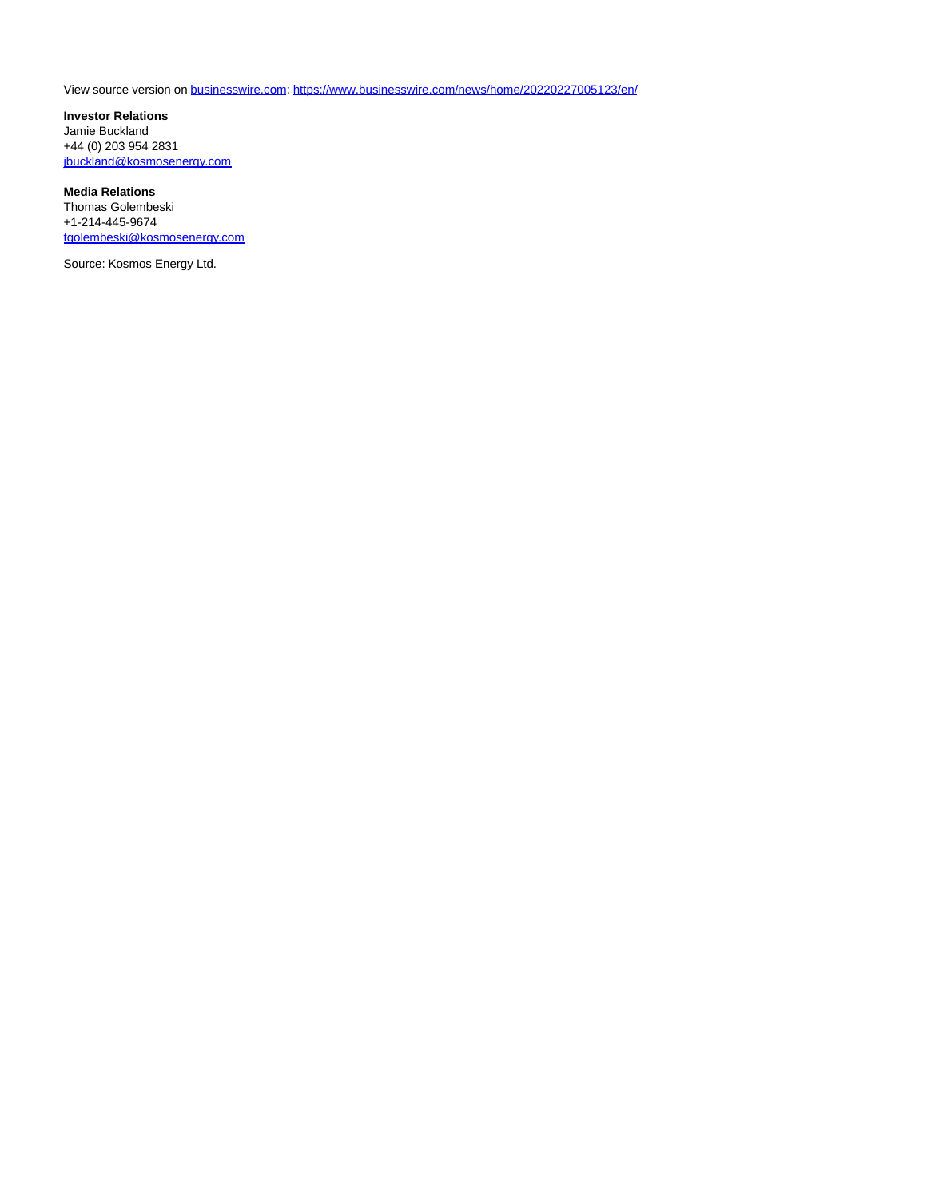View source version on businesswire.com: https://www.businesswire.com/news/home/20220227005123/en/

**Investor Relations**
Jamie Buckland
+44 (0) 203 954 2831
jbuckland@kosmosenergy.com

**Media Relations**
Thomas Golembeski
+1-214-445-9674
tgolembeski@kosmosenergy.com

Source: Kosmos Energy Ltd.